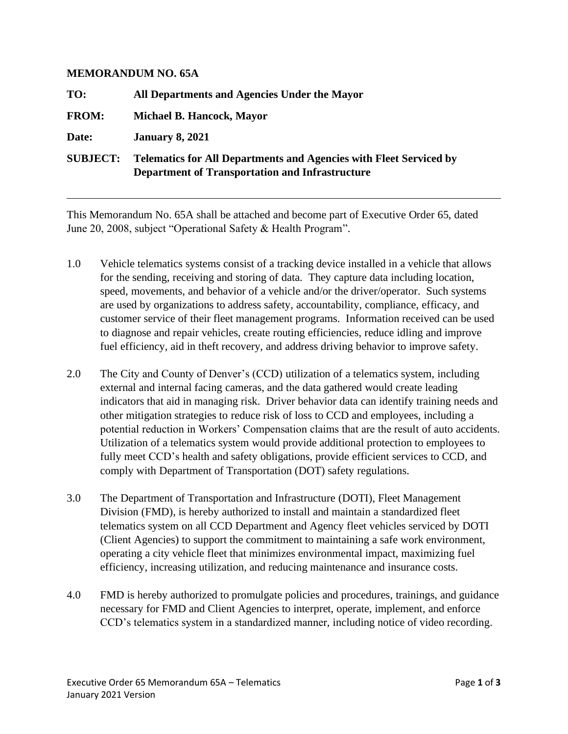**MEMORANDUM NO. 65A**

**TO:** **All Departments and Agencies Under the Mayor**

**FROM:** **Michael B. Hancock, Mayor**

**Date:** **January 8, 2021**

**SUBJECT:** **Telematics for All Departments and Agencies with Fleet Serviced by Department of Transportation and Infrastructure**

---

This Memorandum No. 65A shall be attached and become part of Executive Order 65, dated June 20, 2008, subject "Operational Safety & Health Program".

1.0 Vehicle telematics systems consist of a tracking device installed in a vehicle that allows for the sending, receiving and storing of data. They capture data including location, speed, movements, and behavior of a vehicle and/or the driver/operator. Such systems are used by organizations to address safety, accountability, compliance, efficacy, and customer service of their fleet management programs. Information received can be used to diagnose and repair vehicles, create routing efficiencies, reduce idling and improve fuel efficiency, aid in theft recovery, and address driving behavior to improve safety.

2.0 The City and County of Denver's (CCD) utilization of a telematics system, including external and internal facing cameras, and the data gathered would create leading indicators that aid in managing risk. Driver behavior data can identify training needs and other mitigation strategies to reduce risk of loss to CCD and employees, including a potential reduction in Workers' Compensation claims that are the result of auto accidents. Utilization of a telematics system would provide additional protection to employees to fully meet CCD's health and safety obligations, provide efficient services to CCD, and comply with Department of Transportation (DOT) safety regulations.

3.0 The Department of Transportation and Infrastructure (DOTI), Fleet Management Division (FMD), is hereby authorized to install and maintain a standardized fleet telematics system on all CCD Department and Agency fleet vehicles serviced by DOTI (Client Agencies) to support the commitment to maintaining a safe work environment, operating a city vehicle fleet that minimizes environmental impact, maximizing fuel efficiency, increasing utilization, and reducing maintenance and insurance costs.

4.0 FMD is hereby authorized to promulgate policies and procedures, trainings, and guidance necessary for FMD and Client Agencies to interpret, operate, implement, and enforce CCD's telematics system in a standardized manner, including notice of video recording.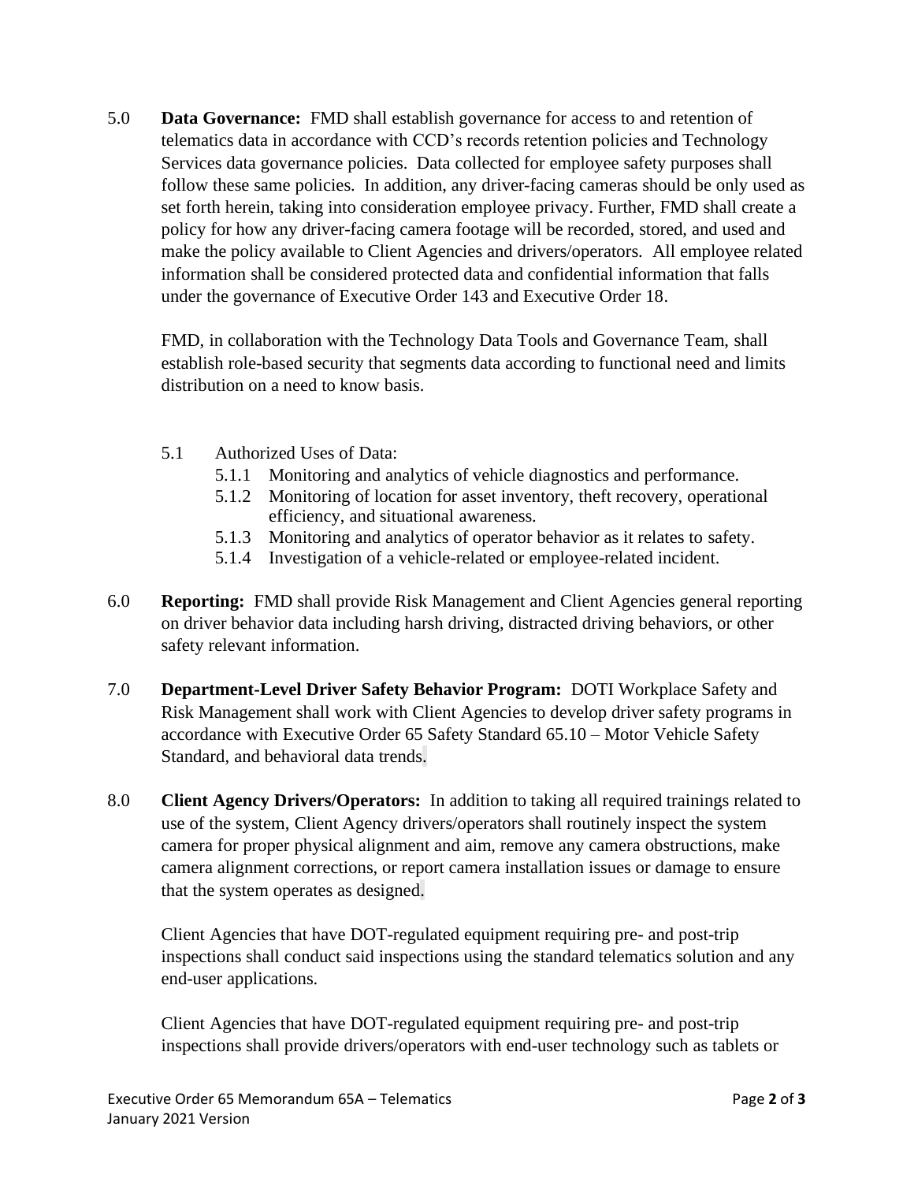5.0 **Data Governance:** FMD shall establish governance for access to and retention of telematics data in accordance with CCD's records retention policies and Technology Services data governance policies. Data collected for employee safety purposes shall follow these same policies. In addition, any driver-facing cameras should be only used as set forth herein, taking into consideration employee privacy. Further, FMD shall create a policy for how any driver-facing camera footage will be recorded, stored, and used and make the policy available to Client Agencies and drivers/operators. All employee related information shall be considered protected data and confidential information that falls under the governance of Executive Order 143 and Executive Order 18.

FMD, in collaboration with the Technology Data Tools and Governance Team, shall establish role-based security that segments data according to functional need and limits distribution on a need to know basis.

5.1 Authorized Uses of Data:
- 5.1.1 Monitoring and analytics of vehicle diagnostics and performance.
- 5.1.2 Monitoring of location for asset inventory, theft recovery, operational efficiency, and situational awareness.
- 5.1.3 Monitoring and analytics of operator behavior as it relates to safety.
- 5.1.4 Investigation of a vehicle-related or employee-related incident.

6.0 **Reporting:** FMD shall provide Risk Management and Client Agencies general reporting on driver behavior data including harsh driving, distracted driving behaviors, or other safety relevant information.

7.0 **Department-Level Driver Safety Behavior Program:** DOTI Workplace Safety and Risk Management shall work with Client Agencies to develop driver safety programs in accordance with Executive Order 65 Safety Standard 65.10 – Motor Vehicle Safety Standard, and behavioral data trends.

8.0 **Client Agency Drivers/Operators:** In addition to taking all required trainings related to use of the system, Client Agency drivers/operators shall routinely inspect the system camera for proper physical alignment and aim, remove any camera obstructions, make camera alignment corrections, or report camera installation issues or damage to ensure that the system operates as designed.

Client Agencies that have DOT-regulated equipment requiring pre- and post-trip inspections shall conduct said inspections using the standard telematics solution and any end-user applications.

Client Agencies that have DOT-regulated equipment requiring pre- and post-trip inspections shall provide drivers/operators with end-user technology such as tablets or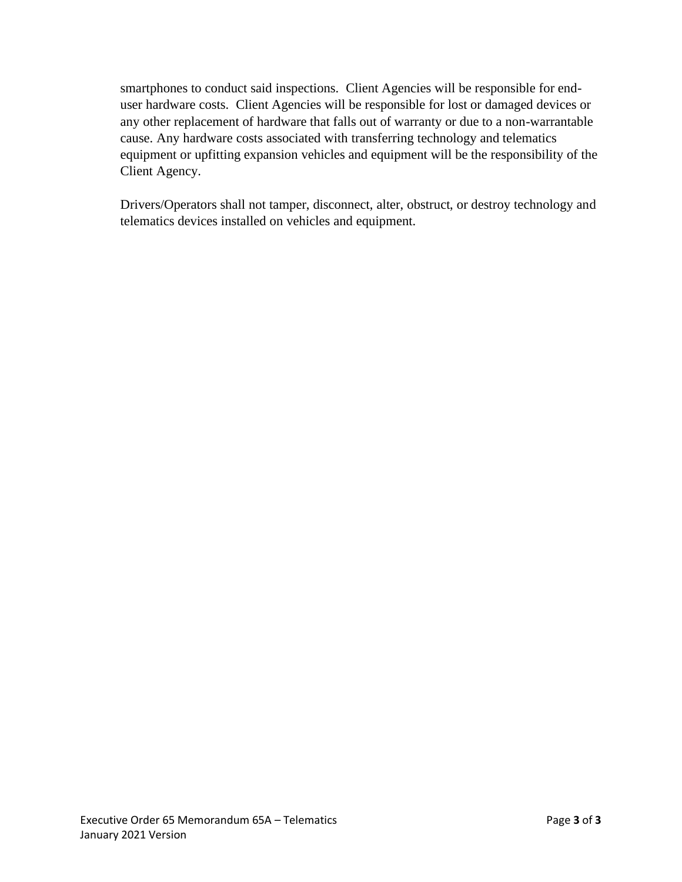smartphones to conduct said inspections. Client Agencies will be responsible for end-user hardware costs. Client Agencies will be responsible for lost or damaged devices or any other replacement of hardware that falls out of warranty or due to a non-warrantable cause. Any hardware costs associated with transferring technology and telematics equipment or upfitting expansion vehicles and equipment will be the responsibility of the Client Agency.

Drivers/Operators shall not tamper, disconnect, alter, obstruct, or destroy technology and telematics devices installed on vehicles and equipment.